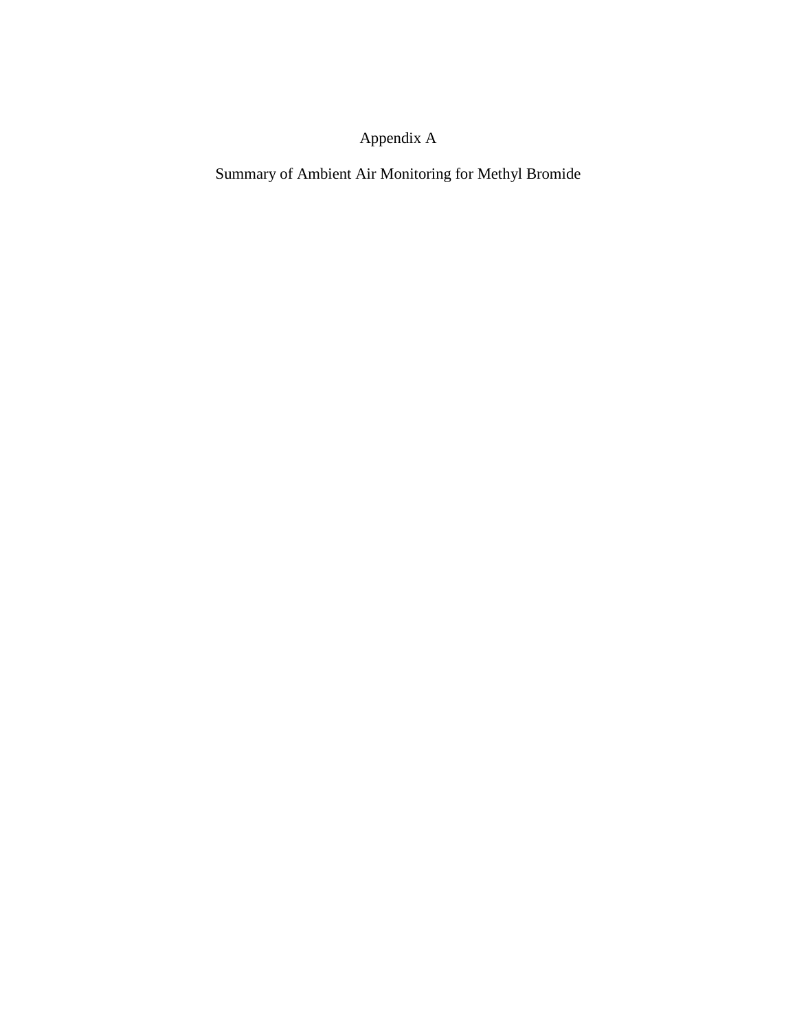# Appendix A

## Summary of Ambient Air Monitoring for Methyl Bromide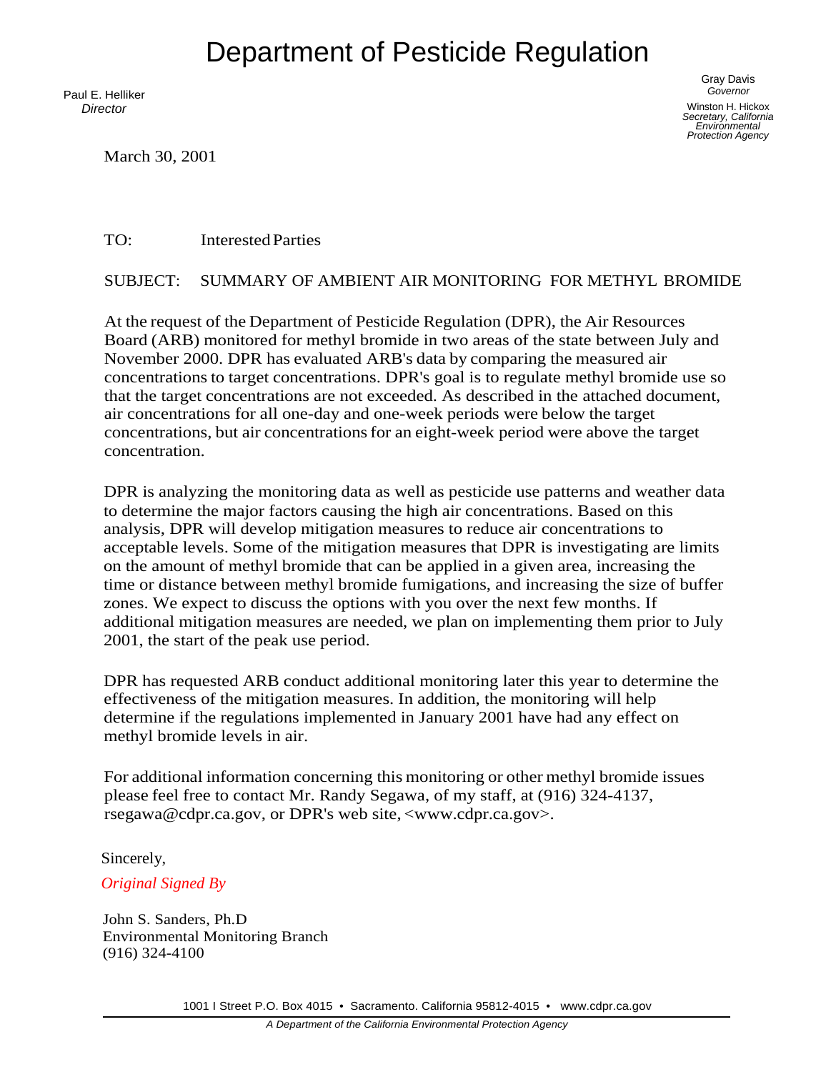# Department of Pesticide Regulation

Paul E. Helliker
*Director*

Gray Davis
*Governor*

Winston H. Hickox
*Secretary, California Environmental Protection Agency*

March 30, 2001

TO: Interested Parties

SUBJECT: SUMMARY OF AMBIENT AIR MONITORING FOR METHYL BROMIDE

At the request of the Department of Pesticide Regulation (DPR), the Air Resources Board (ARB) monitored for methyl bromide in two areas of the state between July and November 2000. DPR has evaluated ARB's data by comparing the measured air concentrations to target concentrations. DPR's goal is to regulate methyl bromide use so that the target concentrations are not exceeded. As described in the attached document, air concentrations for all one-day and one-week periods were below the target concentrations, but air concentrations for an eight-week period were above the target concentration.

DPR is analyzing the monitoring data as well as pesticide use patterns and weather data to determine the major factors causing the high air concentrations. Based on this analysis, DPR will develop mitigation measures to reduce air concentrations to acceptable levels. Some of the mitigation measures that DPR is investigating are limits on the amount of methyl bromide that can be applied in a given area, increasing the time or distance between methyl bromide fumigations, and increasing the size of buffer zones. We expect to discuss the options with you over the next few months. If additional mitigation measures are needed, we plan on implementing them prior to July 2001, the start of the peak use period.

DPR has requested ARB conduct additional monitoring later this year to determine the effectiveness of the mitigation measures. In addition, the monitoring will help determine if the regulations implemented in January 2001 have had any effect on methyl bromide levels in air.

For additional information concerning this monitoring or other methyl bromide issues please feel free to contact Mr. Randy Segawa, of my staff, at (916) 324-4137, rsegawa@cdpr.ca.gov, or DPR's web site, <www.cdpr.ca.gov>.

Sincerely,

*Original Signed By*

John S. Sanders, Ph.D
Environmental Monitoring Branch
(916) 324-4100

1001 I Street P.O. Box 4015 • Sacramento. California 95812-4015 • www.cdpr.ca.gov

*A Department of the California Environmental Protection Agency*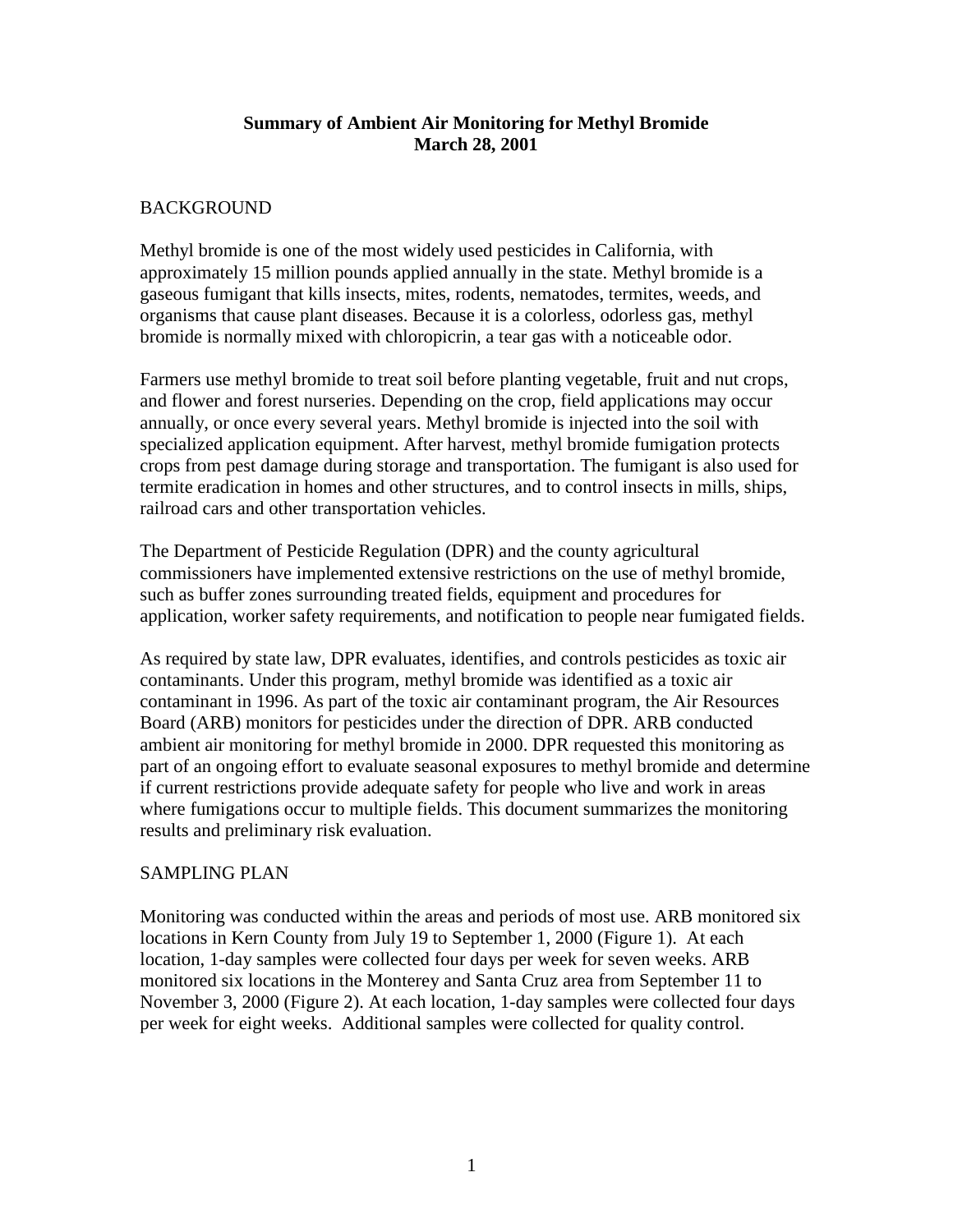**Summary of Ambient Air Monitoring for Methyl Bromide**
**March 28, 2001**

## BACKGROUND

Methyl bromide is one of the most widely used pesticides in California, with approximately 15 million pounds applied annually in the state. Methyl bromide is a gaseous fumigant that kills insects, mites, rodents, nematodes, termites, weeds, and organisms that cause plant diseases. Because it is a colorless, odorless gas, methyl bromide is normally mixed with chloropicrin, a tear gas with a noticeable odor.

Farmers use methyl bromide to treat soil before planting vegetable, fruit and nut crops, and flower and forest nurseries. Depending on the crop, field applications may occur annually, or once every several years. Methyl bromide is injected into the soil with specialized application equipment. After harvest, methyl bromide fumigation protects crops from pest damage during storage and transportation. The fumigant is also used for termite eradication in homes and other structures, and to control insects in mills, ships, railroad cars and other transportation vehicles.

The Department of Pesticide Regulation (DPR) and the county agricultural commissioners have implemented extensive restrictions on the use of methyl bromide, such as buffer zones surrounding treated fields, equipment and procedures for application, worker safety requirements, and notification to people near fumigated fields.

As required by state law, DPR evaluates, identifies, and controls pesticides as toxic air contaminants. Under this program, methyl bromide was identified as a toxic air contaminant in 1996. As part of the toxic air contaminant program, the Air Resources Board (ARB) monitors for pesticides under the direction of DPR. ARB conducted ambient air monitoring for methyl bromide in 2000. DPR requested this monitoring as part of an ongoing effort to evaluate seasonal exposures to methyl bromide and determine if current restrictions provide adequate safety for people who live and work in areas where fumigations occur to multiple fields. This document summarizes the monitoring results and preliminary risk evaluation.

## SAMPLING PLAN

Monitoring was conducted within the areas and periods of most use. ARB monitored six locations in Kern County from July 19 to September 1, 2000 (Figure 1). At each location, 1-day samples were collected four days per week for seven weeks. ARB monitored six locations in the Monterey and Santa Cruz area from September 11 to November 3, 2000 (Figure 2). At each location, 1-day samples were collected four days per week for eight weeks. Additional samples were collected for quality control.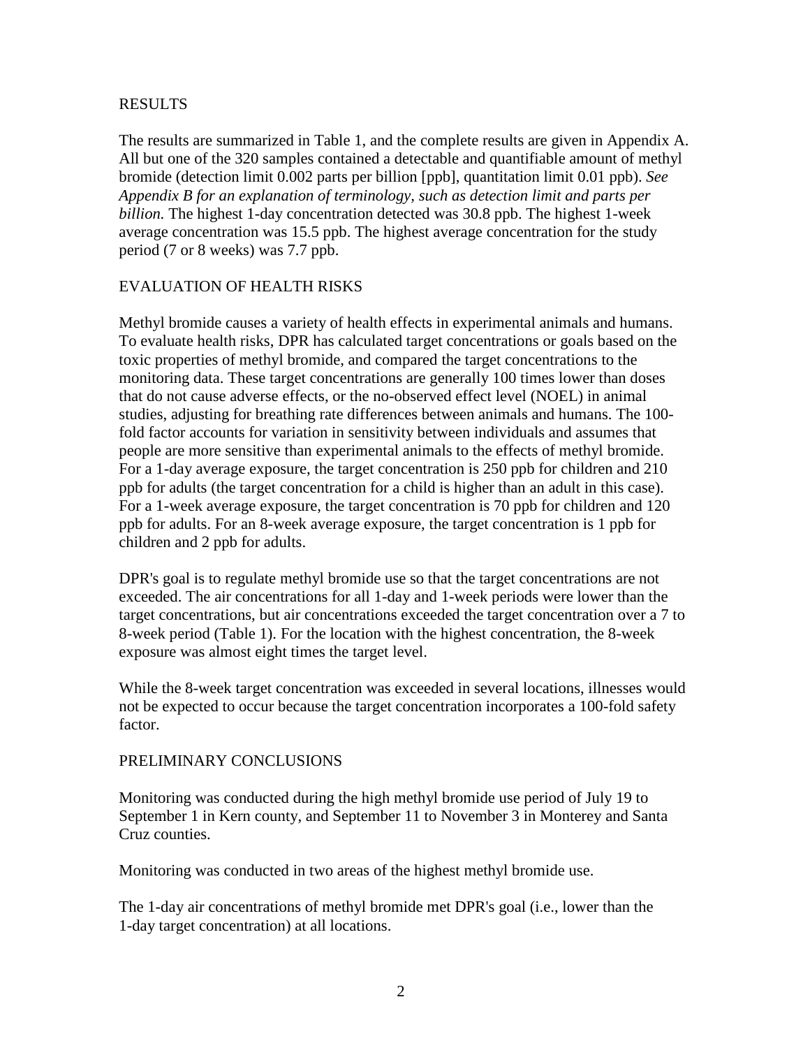## RESULTS

The results are summarized in Table 1, and the complete results are given in Appendix A. All but one of the 320 samples contained a detectable and quantifiable amount of methyl bromide (detection limit 0.002 parts per billion [ppb], quantitation limit 0.01 ppb). *See Appendix B for an explanation of terminology, such as detection limit and parts per billion.* The highest 1-day concentration detected was 30.8 ppb. The highest 1-week average concentration was 15.5 ppb. The highest average concentration for the study period (7 or 8 weeks) was 7.7 ppb.

## EVALUATION OF HEALTH RISKS

Methyl bromide causes a variety of health effects in experimental animals and humans. To evaluate health risks, DPR has calculated target concentrations or goals based on the toxic properties of methyl bromide, and compared the target concentrations to the monitoring data. These target concentrations are generally 100 times lower than doses that do not cause adverse effects, or the no-observed effect level (NOEL) in animal studies, adjusting for breathing rate differences between animals and humans. The 100-fold factor accounts for variation in sensitivity between individuals and assumes that people are more sensitive than experimental animals to the effects of methyl bromide. For a 1-day average exposure, the target concentration is 250 ppb for children and 210 ppb for adults (the target concentration for a child is higher than an adult in this case). For a 1-week average exposure, the target concentration is 70 ppb for children and 120 ppb for adults. For an 8-week average exposure, the target concentration is 1 ppb for children and 2 ppb for adults.

DPR's goal is to regulate methyl bromide use so that the target concentrations are not exceeded. The air concentrations for all 1-day and 1-week periods were lower than the target concentrations, but air concentrations exceeded the target concentration over a 7 to 8-week period (Table 1). For the location with the highest concentration, the 8-week exposure was almost eight times the target level.

While the 8-week target concentration was exceeded in several locations, illnesses would not be expected to occur because the target concentration incorporates a 100-fold safety factor.

## PRELIMINARY CONCLUSIONS

Monitoring was conducted during the high methyl bromide use period of July 19 to September 1 in Kern county, and September 11 to November 3 in Monterey and Santa Cruz counties.

Monitoring was conducted in two areas of the highest methyl bromide use.

The 1-day air concentrations of methyl bromide met DPR's goal (i.e., lower than the 1-day target concentration) at all locations.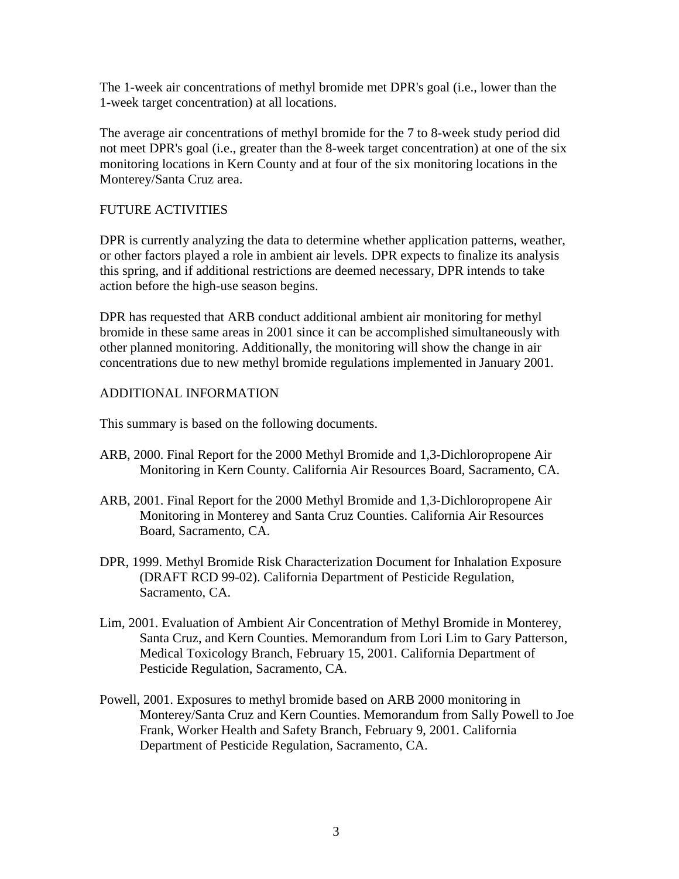The 1-week air concentrations of methyl bromide met DPR's goal (i.e., lower than the 1-week target concentration) at all locations.

The average air concentrations of methyl bromide for the 7 to 8-week study period did not meet DPR's goal (i.e., greater than the 8-week target concentration) at one of the six monitoring locations in Kern County and at four of the six monitoring locations in the Monterey/Santa Cruz area.

## FUTURE ACTIVITIES

DPR is currently analyzing the data to determine whether application patterns, weather, or other factors played a role in ambient air levels. DPR expects to finalize its analysis this spring, and if additional restrictions are deemed necessary, DPR intends to take action before the high-use season begins.

DPR has requested that ARB conduct additional ambient air monitoring for methyl bromide in these same areas in 2001 since it can be accomplished simultaneously with other planned monitoring. Additionally, the monitoring will show the change in air concentrations due to new methyl bromide regulations implemented in January 2001.

## ADDITIONAL INFORMATION

This summary is based on the following documents.

ARB, 2000. Final Report for the 2000 Methyl Bromide and 1,3-Dichloropropene Air Monitoring in Kern County. California Air Resources Board, Sacramento, CA.

ARB, 2001. Final Report for the 2000 Methyl Bromide and 1,3-Dichloropropene Air Monitoring in Monterey and Santa Cruz Counties. California Air Resources Board, Sacramento, CA.

DPR, 1999. Methyl Bromide Risk Characterization Document for Inhalation Exposure (DRAFT RCD 99-02). California Department of Pesticide Regulation, Sacramento, CA.

Lim, 2001. Evaluation of Ambient Air Concentration of Methyl Bromide in Monterey, Santa Cruz, and Kern Counties. Memorandum from Lori Lim to Gary Patterson, Medical Toxicology Branch, February 15, 2001. California Department of Pesticide Regulation, Sacramento, CA.

Powell, 2001. Exposures to methyl bromide based on ARB 2000 monitoring in Monterey/Santa Cruz and Kern Counties. Memorandum from Sally Powell to Joe Frank, Worker Health and Safety Branch, February 9, 2001. California Department of Pesticide Regulation, Sacramento, CA.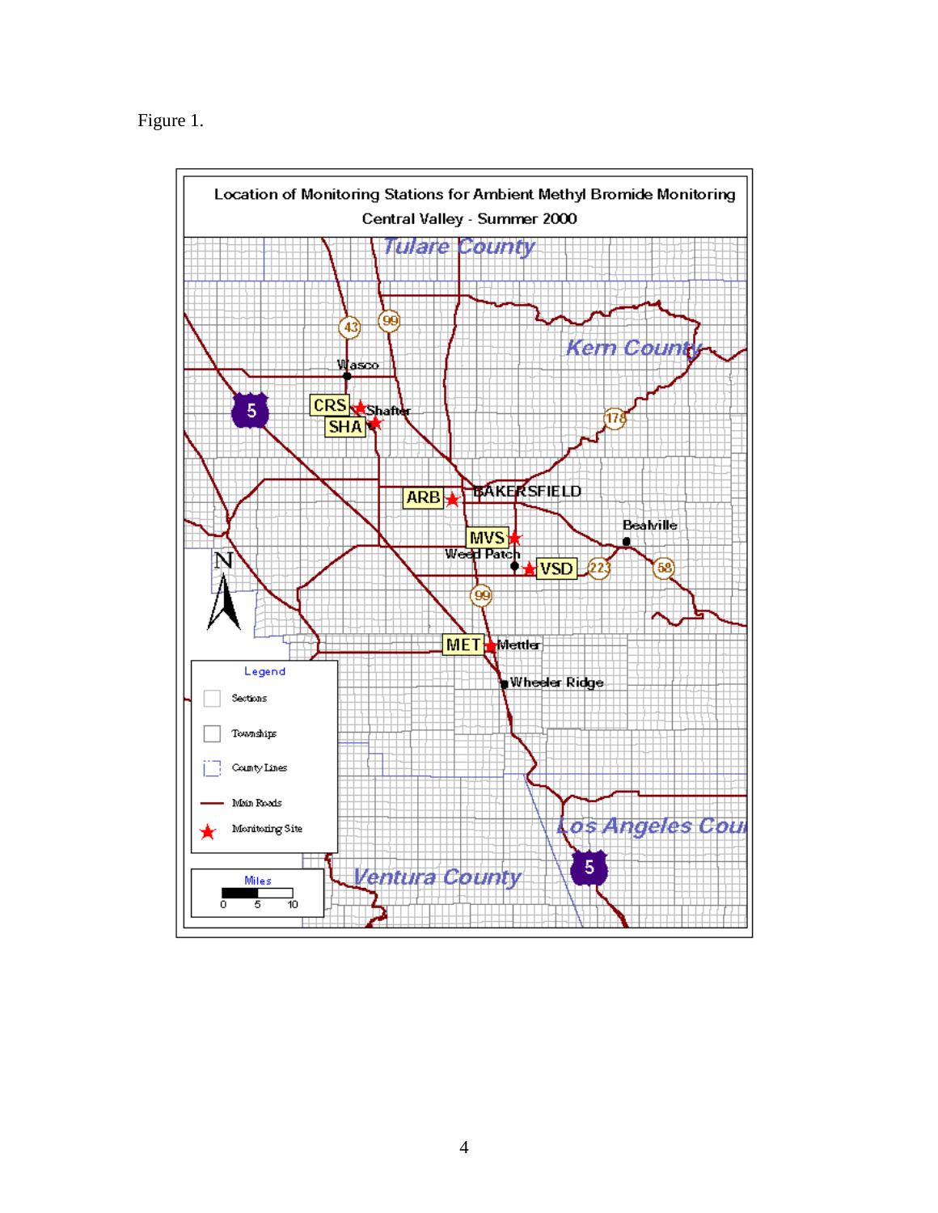Figure 1.

**Location of Monitoring Stations for Ambient Methyl Bromide Monitoring**

**Central Valley - Summer 2000**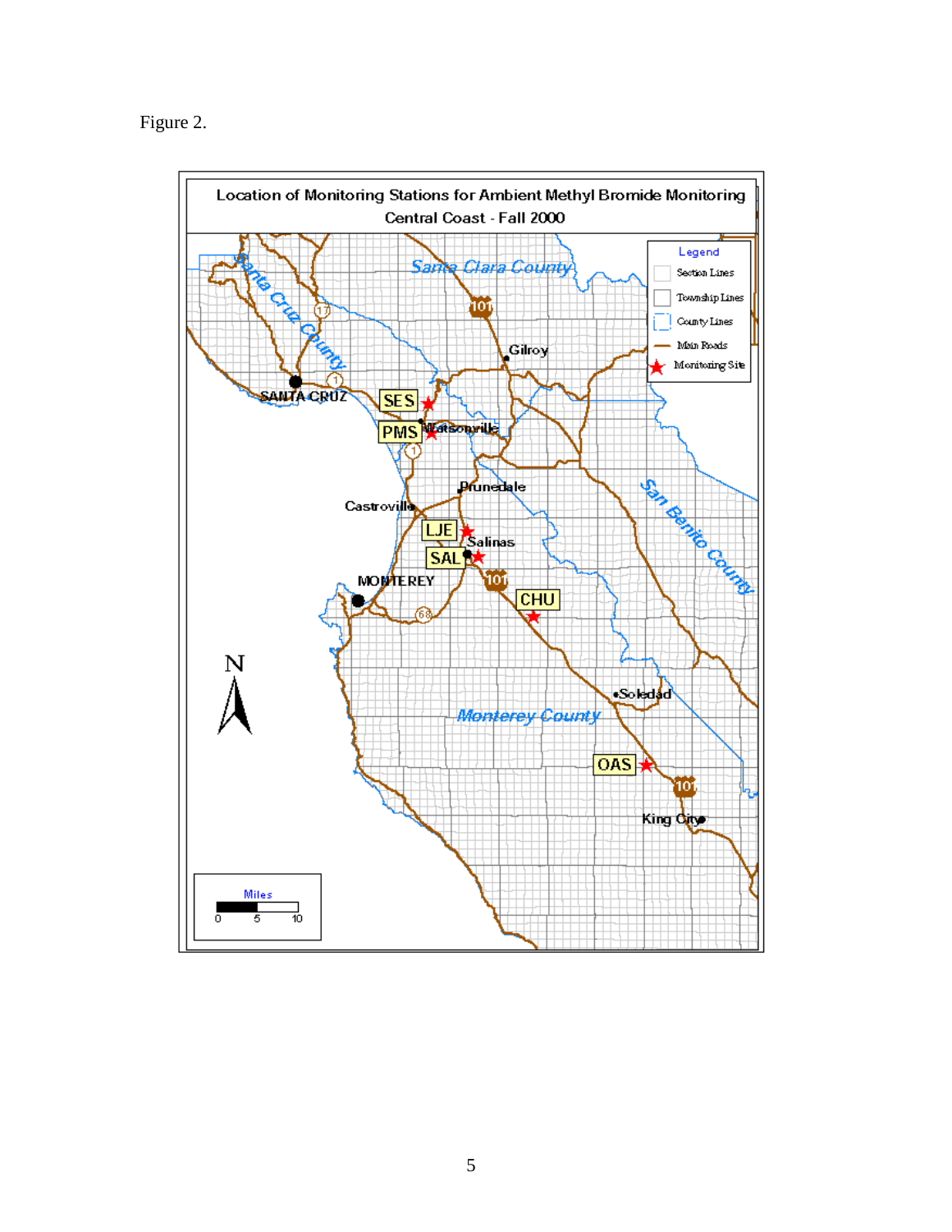Figure 2.

Location of Monitoring Stations for Ambient Methyl Bromide Monitoring
Central Coast - Fall 2000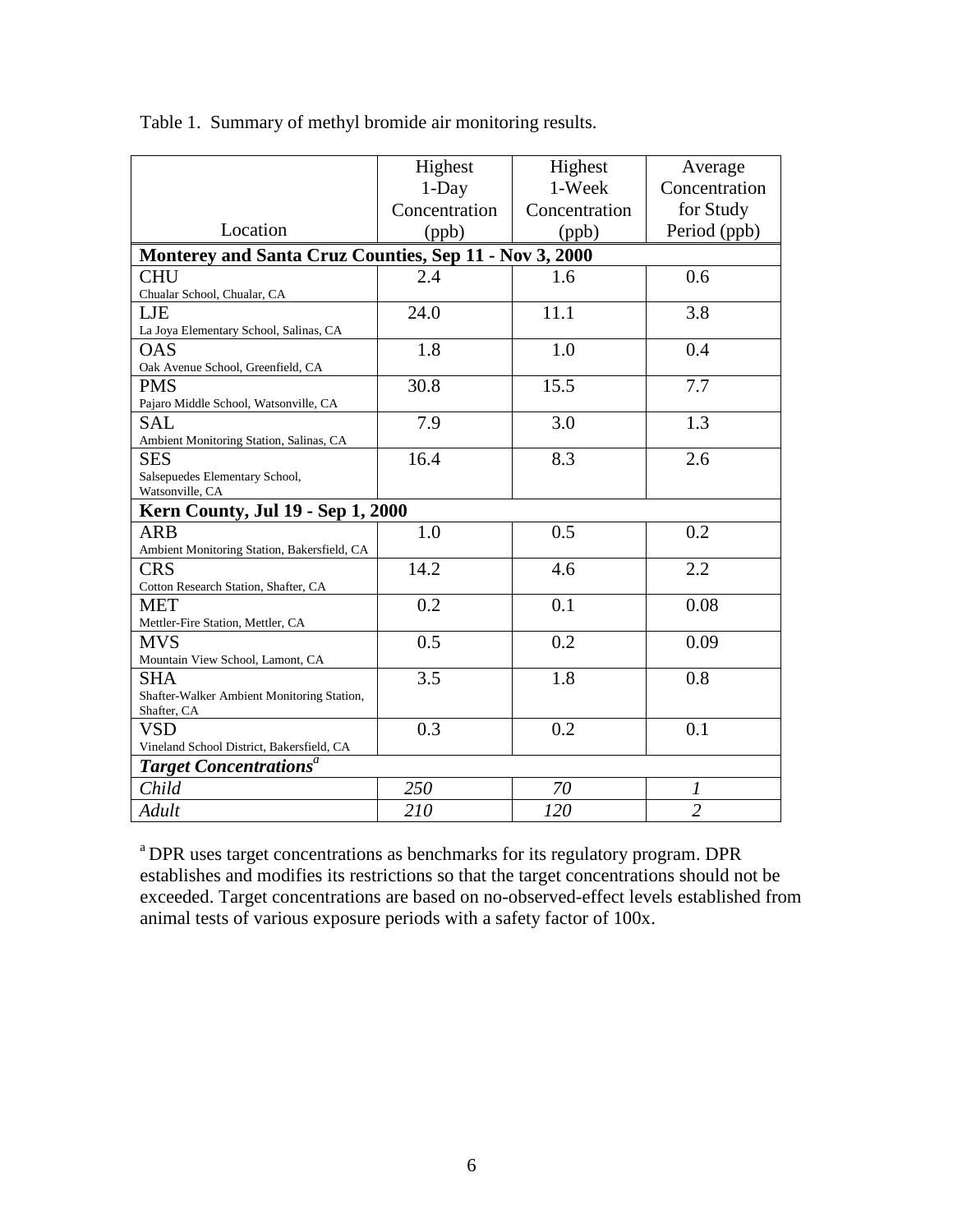Table 1. Summary of methyl bromide air monitoring results.

| Location | Highest 1-Day Concentration (ppb) | Highest 1-Week Concentration (ppb) | Average Concentration for Study Period (ppb) |
|---|---|---|---|
| **Monterey and Santa Cruz Counties, Sep 11 - Nov 3, 2000** | | | |
| CHU<br>Chualar School, Chualar, CA | 2.4 | 1.6 | 0.6 |
| LJE<br>La Joya Elementary School, Salinas, CA | 24.0 | 11.1 | 3.8 |
| OAS<br>Oak Avenue School, Greenfield, CA | 1.8 | 1.0 | 0.4 |
| PMS<br>Pajaro Middle School, Watsonville, CA | 30.8 | 15.5 | 7.7 |
| SAL<br>Ambient Monitoring Station, Salinas, CA | 7.9 | 3.0 | 1.3 |
| SES<br>Salsepuedes Elementary School, Watsonville, CA | 16.4 | 8.3 | 2.6 |
| **Kern County, Jul 19 - Sep 1, 2000** | | | |
| ARB<br>Ambient Monitoring Station, Bakersfield, CA | 1.0 | 0.5 | 0.2 |
| CRS<br>Cotton Research Station, Shafter, CA | 14.2 | 4.6 | 2.2 |
| MET<br>Mettler-Fire Station, Mettler, CA | 0.2 | 0.1 | 0.08 |
| MVS<br>Mountain View School, Lamont, CA | 0.5 | 0.2 | 0.09 |
| SHA<br>Shafter-Walker Ambient Monitoring Station, Shafter, CA | 3.5 | 1.8 | 0.8 |
| VSD<br>Vineland School District, Bakersfield, CA | 0.3 | 0.2 | 0.1 |
| ***Target Concentrations*[a]** | | | |
| *Child* | *250* | *70* | *1* |
| *Adult* | *210* | *120* | *2* |

[a] DPR uses target concentrations as benchmarks for its regulatory program. DPR establishes and modifies its restrictions so that the target concentrations should not be exceeded. Target concentrations are based on no-observed-effect levels established from animal tests of various exposure periods with a safety factor of 100x.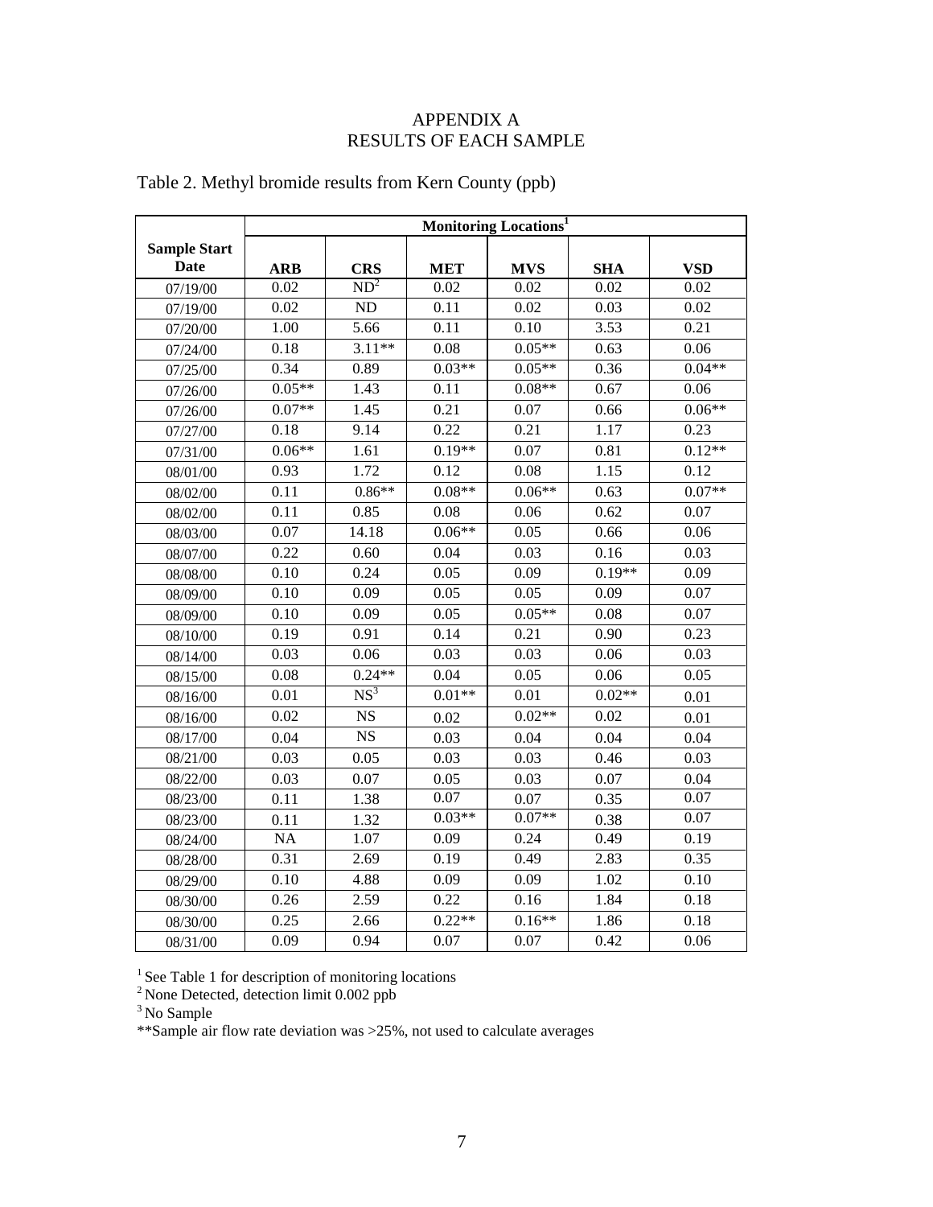# APPENDIX A
# RESULTS OF EACH SAMPLE

Table 2. Methyl bromide results from Kern County (ppb)

| Sample Start Date | Monitoring Locations[1] | | | | | |
|---|---|---|---|---|---|---|
| | **ARB** | **CRS** | **MET** | **MVS** | **SHA** | **VSD** |
| 07/19/00 | 0.02 | ND[2] | 0.02 | 0.02 | 0.02 | 0.02 |
| 07/19/00 | 0.02 | ND | 0.11 | 0.02 | 0.03 | 0.02 |
| 07/20/00 | 1.00 | 5.66 | 0.11 | 0.10 | 3.53 | 0.21 |
| 07/24/00 | 0.18 | 3.11** | 0.08 | 0.05** | 0.63 | 0.06 |
| 07/25/00 | 0.34 | 0.89 | 0.03** | 0.05** | 0.36 | 0.04** |
| 07/26/00 | 0.05** | 1.43 | 0.11 | 0.08** | 0.67 | 0.06 |
| 07/26/00 | 0.07** | 1.45 | 0.21 | 0.07 | 0.66 | 0.06** |
| 07/27/00 | 0.18 | 9.14 | 0.22 | 0.21 | 1.17 | 0.23 |
| 07/31/00 | 0.06** | 1.61 | 0.19** | 0.07 | 0.81 | 0.12** |
| 08/01/00 | 0.93 | 1.72 | 0.12 | 0.08 | 1.15 | 0.12 |
| 08/02/00 | 0.11 | 0.86** | 0.08** | 0.06** | 0.63 | 0.07** |
| 08/02/00 | 0.11 | 0.85 | 0.08 | 0.06 | 0.62 | 0.07 |
| 08/03/00 | 0.07 | 14.18 | 0.06** | 0.05 | 0.66 | 0.06 |
| 08/07/00 | 0.22 | 0.60 | 0.04 | 0.03 | 0.16 | 0.03 |
| 08/08/00 | 0.10 | 0.24 | 0.05 | 0.09 | 0.19** | 0.09 |
| 08/09/00 | 0.10 | 0.09 | 0.05 | 0.05 | 0.09 | 0.07 |
| 08/09/00 | 0.10 | 0.09 | 0.05 | 0.05** | 0.08 | 0.07 |
| 08/10/00 | 0.19 | 0.91 | 0.14 | 0.21 | 0.90 | 0.23 |
| 08/14/00 | 0.03 | 0.06 | 0.03 | 0.03 | 0.06 | 0.03 |
| 08/15/00 | 0.08 | 0.24** | 0.04 | 0.05 | 0.06 | 0.05 |
| 08/16/00 | 0.01 | NS[3] | 0.01** | 0.01 | 0.02** | 0.01 |
| 08/16/00 | 0.02 | NS | 0.02 | 0.02** | 0.02 | 0.01 |
| 08/17/00 | 0.04 | NS | 0.03 | 0.04 | 0.04 | 0.04 |
| 08/21/00 | 0.03 | 0.05 | 0.03 | 0.03 | 0.46 | 0.03 |
| 08/22/00 | 0.03 | 0.07 | 0.05 | 0.03 | 0.07 | 0.04 |
| 08/23/00 | 0.11 | 1.38 | 0.07 | 0.07 | 0.35 | 0.07 |
| 08/23/00 | 0.11 | 1.32 | 0.03** | 0.07** | 0.38 | 0.07 |
| 08/24/00 | NA | 1.07 | 0.09 | 0.24 | 0.49 | 0.19 |
| 08/28/00 | 0.31 | 2.69 | 0.19 | 0.49 | 2.83 | 0.35 |
| 08/29/00 | 0.10 | 4.88 | 0.09 | 0.09 | 1.02 | 0.10 |
| 08/30/00 | 0.26 | 2.59 | 0.22 | 0.16 | 1.84 | 0.18 |
| 08/30/00 | 0.25 | 2.66 | 0.22** | 0.16** | 1.86 | 0.18 |
| 08/31/00 | 0.09 | 0.94 | 0.07 | 0.07 | 0.42 | 0.06 |

[1] See Table 1 for description of monitoring locations
[2] None Detected, detection limit 0.002 ppb
[3] No Sample
**Sample air flow rate deviation was >25%, not used to calculate averages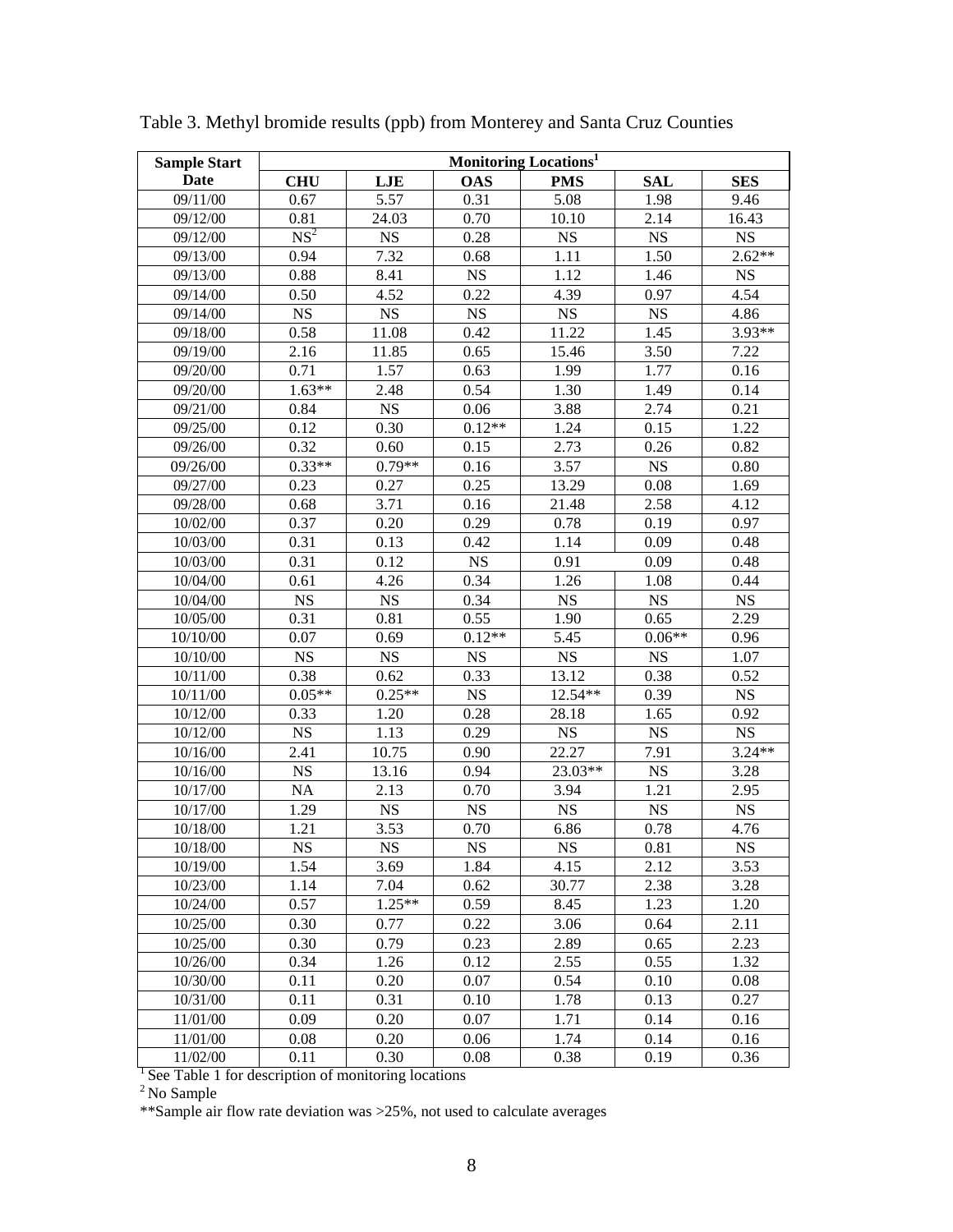Table 3. Methyl bromide results (ppb) from Monterey and Santa Cruz Counties

| Sample Start Date | Monitoring Locations[1] | | | | | |
|---|---|---|---|---|---|---|
| | CHU | LJE | OAS | PMS | SAL | SES |
| 09/11/00 | 0.67 | 5.57 | 0.31 | 5.08 | 1.98 | 9.46 |
| 09/12/00 | 0.81 | 24.03 | 0.70 | 10.10 | 2.14 | 16.43 |
| 09/12/00 | NS[2] | NS | 0.28 | NS | NS | NS |
| 09/13/00 | 0.94 | 7.32 | 0.68 | 1.11 | 1.50 | 2.62** |
| 09/13/00 | 0.88 | 8.41 | NS | 1.12 | 1.46 | NS |
| 09/14/00 | 0.50 | 4.52 | 0.22 | 4.39 | 0.97 | 4.54 |
| 09/14/00 | NS | NS | NS | NS | NS | 4.86 |
| 09/18/00 | 0.58 | 11.08 | 0.42 | 11.22 | 1.45 | 3.93** |
| 09/19/00 | 2.16 | 11.85 | 0.65 | 15.46 | 3.50 | 7.22 |
| 09/20/00 | 0.71 | 1.57 | 0.63 | 1.99 | 1.77 | 0.16 |
| 09/20/00 | 1.63** | 2.48 | 0.54 | 1.30 | 1.49 | 0.14 |
| 09/21/00 | 0.84 | NS | 0.06 | 3.88 | 2.74 | 0.21 |
| 09/25/00 | 0.12 | 0.30 | 0.12** | 1.24 | 0.15 | 1.22 |
| 09/26/00 | 0.32 | 0.60 | 0.15 | 2.73 | 0.26 | 0.82 |
| 09/26/00 | 0.33** | 0.79** | 0.16 | 3.57 | NS | 0.80 |
| 09/27/00 | 0.23 | 0.27 | 0.25 | 13.29 | 0.08 | 1.69 |
| 09/28/00 | 0.68 | 3.71 | 0.16 | 21.48 | 2.58 | 4.12 |
| 10/02/00 | 0.37 | 0.20 | 0.29 | 0.78 | 0.19 | 0.97 |
| 10/03/00 | 0.31 | 0.13 | 0.42 | 1.14 | 0.09 | 0.48 |
| 10/03/00 | 0.31 | 0.12 | NS | 0.91 | 0.09 | 0.48 |
| 10/04/00 | 0.61 | 4.26 | 0.34 | 1.26 | 1.08 | 0.44 |
| 10/04/00 | NS | NS | 0.34 | NS | NS | NS |
| 10/05/00 | 0.31 | 0.81 | 0.55 | 1.90 | 0.65 | 2.29 |
| 10/10/00 | 0.07 | 0.69 | 0.12** | 5.45 | 0.06** | 0.96 |
| 10/10/00 | NS | NS | NS | NS | NS | 1.07 |
| 10/11/00 | 0.38 | 0.62 | 0.33 | 13.12 | 0.38 | 0.52 |
| 10/11/00 | 0.05** | 0.25** | NS | 12.54** | 0.39 | NS |
| 10/12/00 | 0.33 | 1.20 | 0.28 | 28.18 | 1.65 | 0.92 |
| 10/12/00 | NS | 1.13 | 0.29 | NS | NS | NS |
| 10/16/00 | 2.41 | 10.75 | 0.90 | 22.27 | 7.91 | 3.24** |
| 10/16/00 | NS | 13.16 | 0.94 | 23.03** | NS | 3.28 |
| 10/17/00 | NA | 2.13 | 0.70 | 3.94 | 1.21 | 2.95 |
| 10/17/00 | 1.29 | NS | NS | NS | NS | NS |
| 10/18/00 | 1.21 | 3.53 | 0.70 | 6.86 | 0.78 | 4.76 |
| 10/18/00 | NS | NS | NS | NS | 0.81 | NS |
| 10/19/00 | 1.54 | 3.69 | 1.84 | 4.15 | 2.12 | 3.53 |
| 10/23/00 | 1.14 | 7.04 | 0.62 | 30.77 | 2.38 | 3.28 |
| 10/24/00 | 0.57 | 1.25** | 0.59 | 8.45 | 1.23 | 1.20 |
| 10/25/00 | 0.30 | 0.77 | 0.22 | 3.06 | 0.64 | 2.11 |
| 10/25/00 | 0.30 | 0.79 | 0.23 | 2.89 | 0.65 | 2.23 |
| 10/26/00 | 0.34 | 1.26 | 0.12 | 2.55 | 0.55 | 1.32 |
| 10/30/00 | 0.11 | 0.20 | 0.07 | 0.54 | 0.10 | 0.08 |
| 10/31/00 | 0.11 | 0.31 | 0.10 | 1.78 | 0.13 | 0.27 |
| 11/01/00 | 0.09 | 0.20 | 0.07 | 1.71 | 0.14 | 0.16 |
| 11/01/00 | 0.08 | 0.20 | 0.06 | 1.74 | 0.14 | 0.16 |
| 11/02/00 | 0.11 | 0.30 | 0.08 | 0.38 | 0.19 | 0.36 |

[1] See Table 1 for description of monitoring locations

[2] No Sample

**Sample air flow rate deviation was >25%, not used to calculate averages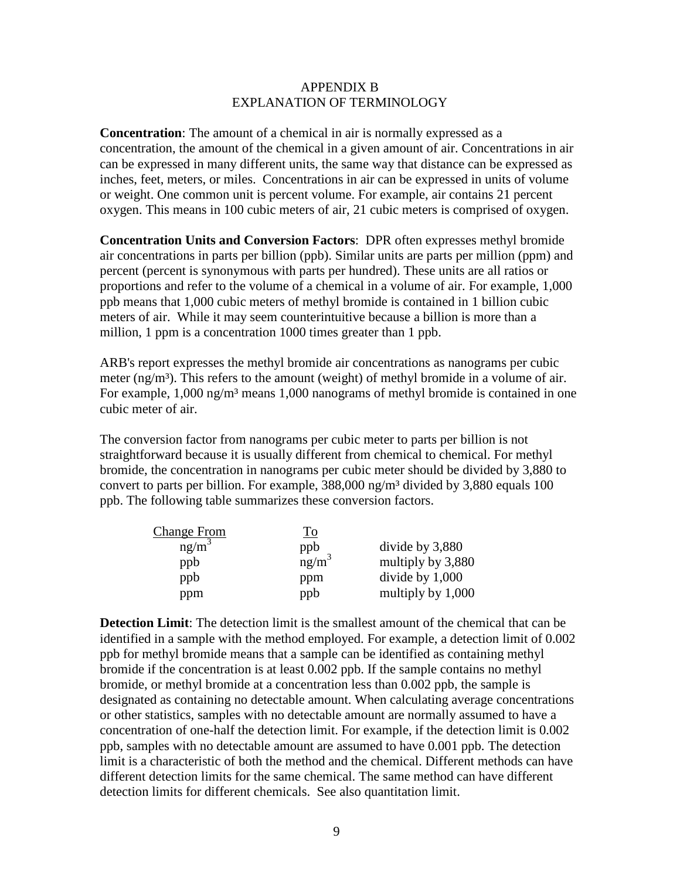# APPENDIX B
## EXPLANATION OF TERMINOLOGY

**Concentration**: The amount of a chemical in air is normally expressed as a concentration, the amount of the chemical in a given amount of air. Concentrations in air can be expressed in many different units, the same way that distance can be expressed as inches, feet, meters, or miles. Concentrations in air can be expressed in units of volume or weight. One common unit is percent volume. For example, air contains 21 percent oxygen. This means in 100 cubic meters of air, 21 cubic meters is comprised of oxygen.

**Concentration Units and Conversion Factors**: DPR often expresses methyl bromide air concentrations in parts per billion (ppb). Similar units are parts per million (ppm) and percent (percent is synonymous with parts per hundred). These units are all ratios or proportions and refer to the volume of a chemical in a volume of air. For example, 1,000 ppb means that 1,000 cubic meters of methyl bromide is contained in 1 billion cubic meters of air. While it may seem counterintuitive because a billion is more than a million, 1 ppm is a concentration 1000 times greater than 1 ppb.

ARB's report expresses the methyl bromide air concentrations as nanograms per cubic meter ($ng/m^3$). This refers to the amount (weight) of methyl bromide in a volume of air. For example, 1,000 $ng/m^3$ means 1,000 nanograms of methyl bromide is contained in one cubic meter of air.

The conversion factor from nanograms per cubic meter to parts per billion is not straightforward because it is usually different from chemical to chemical. For methyl bromide, the concentration in nanograms per cubic meter should be divided by 3,880 to convert to parts per billion. For example, 388,000 $ng/m^3$ divided by 3,880 equals 100 ppb. The following table summarizes these conversion factors.

| Change From | To | |
|---|---|---|
| $ng/m^3$ | ppb | divide by 3,880 |
| ppb | $ng/m^3$ | multiply by 3,880 |
| ppb | ppm | divide by 1,000 |
| ppm | ppb | multiply by 1,000 |

**Detection Limit**: The detection limit is the smallest amount of the chemical that can be identified in a sample with the method employed. For example, a detection limit of 0.002 ppb for methyl bromide means that a sample can be identified as containing methyl bromide if the concentration is at least 0.002 ppb. If the sample contains no methyl bromide, or methyl bromide at a concentration less than 0.002 ppb, the sample is designated as containing no detectable amount. When calculating average concentrations or other statistics, samples with no detectable amount are normally assumed to have a concentration of one-half the detection limit. For example, if the detection limit is 0.002 ppb, samples with no detectable amount are assumed to have 0.001 ppb. The detection limit is a characteristic of both the method and the chemical. Different methods can have different detection limits for the same chemical. The same method can have different detection limits for different chemicals. See also quantitation limit.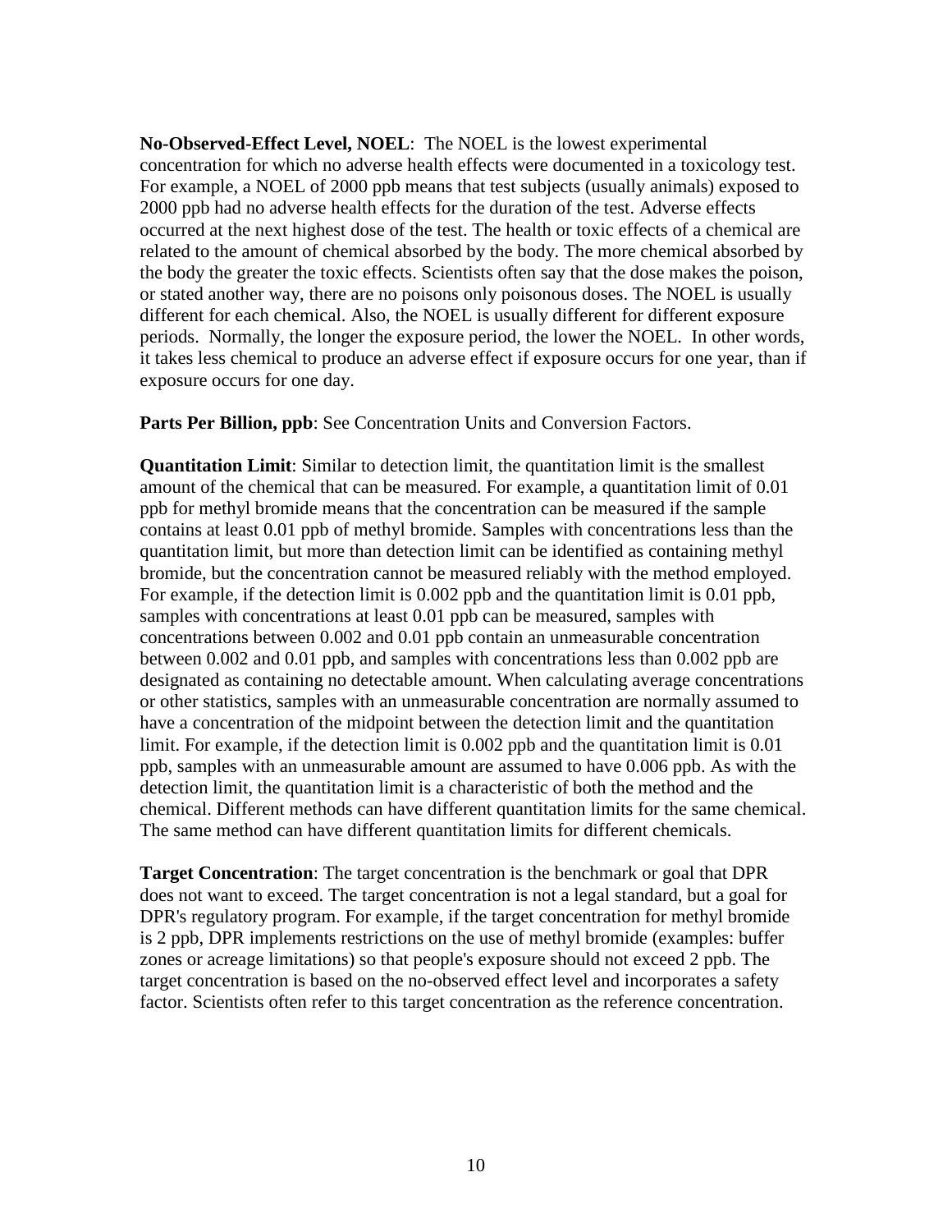**No-Observed-Effect Level, NOEL**: The NOEL is the lowest experimental concentration for which no adverse health effects were documented in a toxicology test. For example, a NOEL of 2000 ppb means that test subjects (usually animals) exposed to 2000 ppb had no adverse health effects for the duration of the test. Adverse effects occurred at the next highest dose of the test. The health or toxic effects of a chemical are related to the amount of chemical absorbed by the body. The more chemical absorbed by the body the greater the toxic effects. Scientists often say that the dose makes the poison, or stated another way, there are no poisons only poisonous doses. The NOEL is usually different for each chemical. Also, the NOEL is usually different for different exposure periods. Normally, the longer the exposure period, the lower the NOEL. In other words, it takes less chemical to produce an adverse effect if exposure occurs for one year, than if exposure occurs for one day.

**Parts Per Billion, ppb**: See Concentration Units and Conversion Factors.

**Quantitation Limit**: Similar to detection limit, the quantitation limit is the smallest amount of the chemical that can be measured. For example, a quantitation limit of 0.01 ppb for methyl bromide means that the concentration can be measured if the sample contains at least 0.01 ppb of methyl bromide. Samples with concentrations less than the quantitation limit, but more than detection limit can be identified as containing methyl bromide, but the concentration cannot be measured reliably with the method employed. For example, if the detection limit is 0.002 ppb and the quantitation limit is 0.01 ppb, samples with concentrations at least 0.01 ppb can be measured, samples with concentrations between 0.002 and 0.01 ppb contain an unmeasurable concentration between 0.002 and 0.01 ppb, and samples with concentrations less than 0.002 ppb are designated as containing no detectable amount. When calculating average concentrations or other statistics, samples with an unmeasurable concentration are normally assumed to have a concentration of the midpoint between the detection limit and the quantitation limit. For example, if the detection limit is 0.002 ppb and the quantitation limit is 0.01 ppb, samples with an unmeasurable amount are assumed to have 0.006 ppb. As with the detection limit, the quantitation limit is a characteristic of both the method and the chemical. Different methods can have different quantitation limits for the same chemical. The same method can have different quantitation limits for different chemicals.

**Target Concentration**: The target concentration is the benchmark or goal that DPR does not want to exceed. The target concentration is not a legal standard, but a goal for DPR's regulatory program. For example, if the target concentration for methyl bromide is 2 ppb, DPR implements restrictions on the use of methyl bromide (examples: buffer zones or acreage limitations) so that people's exposure should not exceed 2 ppb. The target concentration is based on the no-observed effect level and incorporates a safety factor. Scientists often refer to this target concentration as the reference concentration.